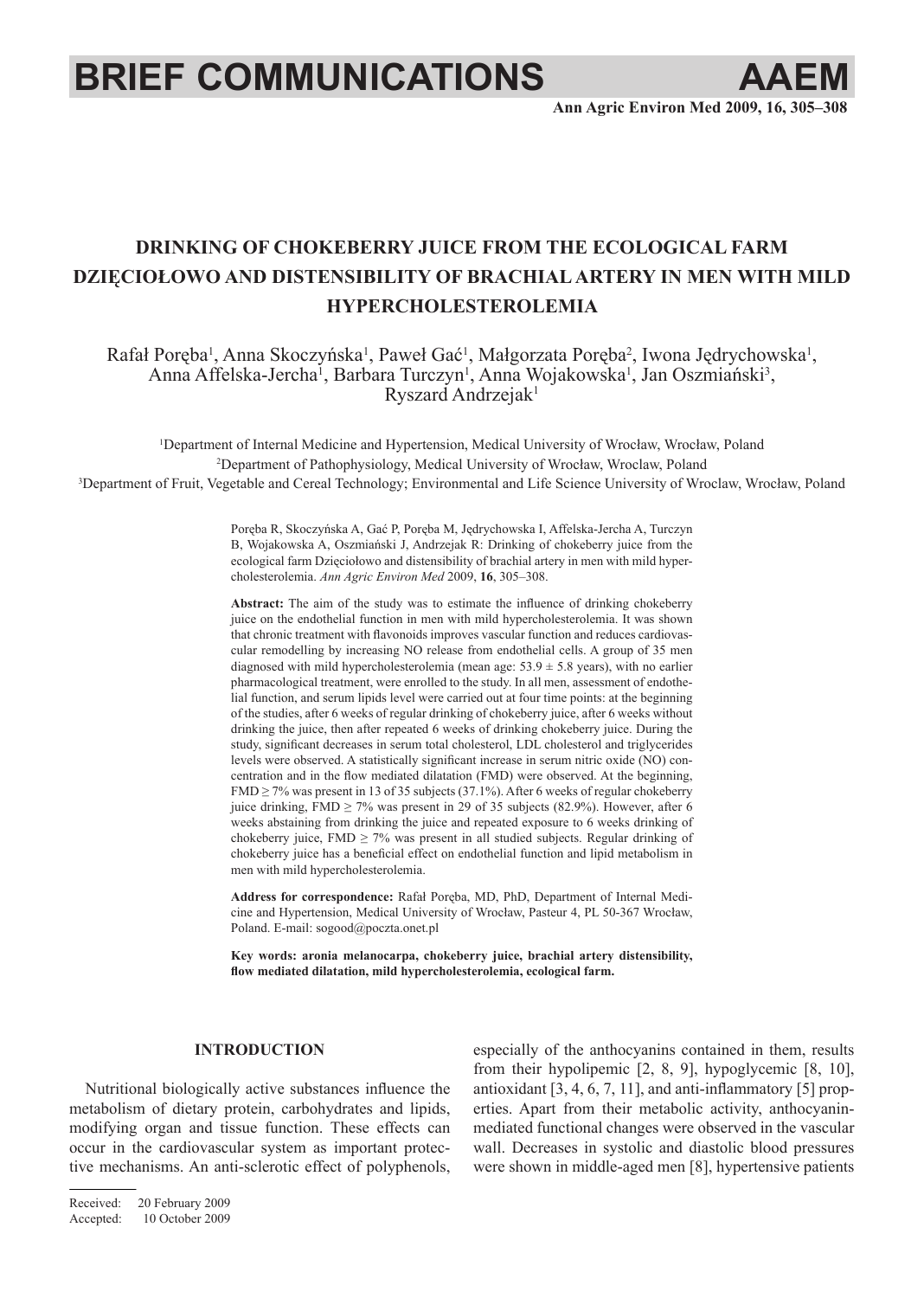# DRINKING OF CHOKEBERRY JUICE FROM THE ECOLOGICAL FARM DZIĘCIOŁOWO AND DISTENSIBILITY OF BRACHIAL ARTERY IN MEN WITH MILD HYPERCHOLESTEROLEMIA

Rafał Poręba[1], Anna Skoczyńska[1], Paweł Gać[1], Małgorzata Poręba[2], Iwona Jędrychowska[1], Anna Affelska-Jercha[1], Barbara Turczyn[1], Anna Wojakowska[1], Jan Oszmiański[3], Ryszard Andrzejak[1]

[1]Department of Internal Medicine and Hypertension, Medical University of Wrocław, Wrocław, Poland
[2]Department of Pathophysiology, Medical University of Wrocław, Wrocław, Poland
[3]Department of Fruit, Vegetable and Cereal Technology; Environmental and Life Science University of Wroclaw, Wrocław, Poland

Poręba R, Skoczyńska A, Gać P, Poręba M, Jędrychowska I, Affelska-Jercha A, Turczyn B, Wojakowska A, Oszmiański J, Andrzejak R: Drinking of chokeberry juice from the ecological farm Dzięciołowo and distensibility of brachial artery in men with mild hypercholesterolemia. *Ann Agric Environ Med* 2009, **16**, 305–308.

**Abstract:** The aim of the study was to estimate the influence of drinking chokeberry juice on the endothelial function in men with mild hypercholesterolemia. It was shown that chronic treatment with flavonoids improves vascular function and reduces cardiovascular remodelling by increasing NO release from endothelial cells. A group of 35 men diagnosed with mild hypercholesterolemia (mean age: 53.9 ± 5.8 years), with no earlier pharmacological treatment, were enrolled to the study. In all men, assessment of endothelial function, and serum lipids level were carried out at four time points: at the beginning of the studies, after 6 weeks of regular drinking of chokeberry juice, after 6 weeks without drinking the juice, then after repeated 6 weeks of drinking chokeberry juice. During the study, significant decreases in serum total cholesterol, LDL cholesterol and triglycerides levels were observed. A statistically significant increase in serum nitric oxide (NO) concentration and in the flow mediated dilatation (FMD) were observed. At the beginning, FMD ≥ 7% was present in 13 of 35 subjects (37.1%). After 6 weeks of regular chokeberry juice drinking, FMD ≥ 7% was present in 29 of 35 subjects (82.9%). However, after 6 weeks abstaining from drinking the juice and repeated exposure to 6 weeks drinking of chokeberry juice, FMD ≥ 7% was present in all studied subjects. Regular drinking of chokeberry juice has a beneficial effect on endothelial function and lipid metabolism in men with mild hypercholesterolemia.

**Address for correspondence:** Rafał Poręba, MD, PhD, Department of Internal Medicine and Hypertension, Medical University of Wrocław, Pasteur 4, PL 50-367 Wrocław, Poland. E-mail: sogood@poczta.onet.pl

**Key words: aronia melanocarpa, chokeberry juice, brachial artery distensibility, flow mediated dilatation, mild hypercholesterolemia, ecological farm.**

## INTRODUCTION

Nutritional biologically active substances influence the metabolism of dietary protein, carbohydrates and lipids, modifying organ and tissue function. These effects can occur in the cardiovascular system as important protective mechanisms. An anti-sclerotic effect of polyphenols, especially of the anthocyanins contained in them, results from their hypolipemic [2, 8, 9], hypoglycemic [8, 10], antioxidant [3, 4, 6, 7, 11], and anti-inflammatory [5] properties. Apart from their metabolic activity, anthocyanin-mediated functional changes were observed in the vascular wall. Decreases in systolic and diastolic blood pressures were shown in middle-aged men [8], hypertensive patients

Received: 20 February 2009
Accepted: 10 October 2009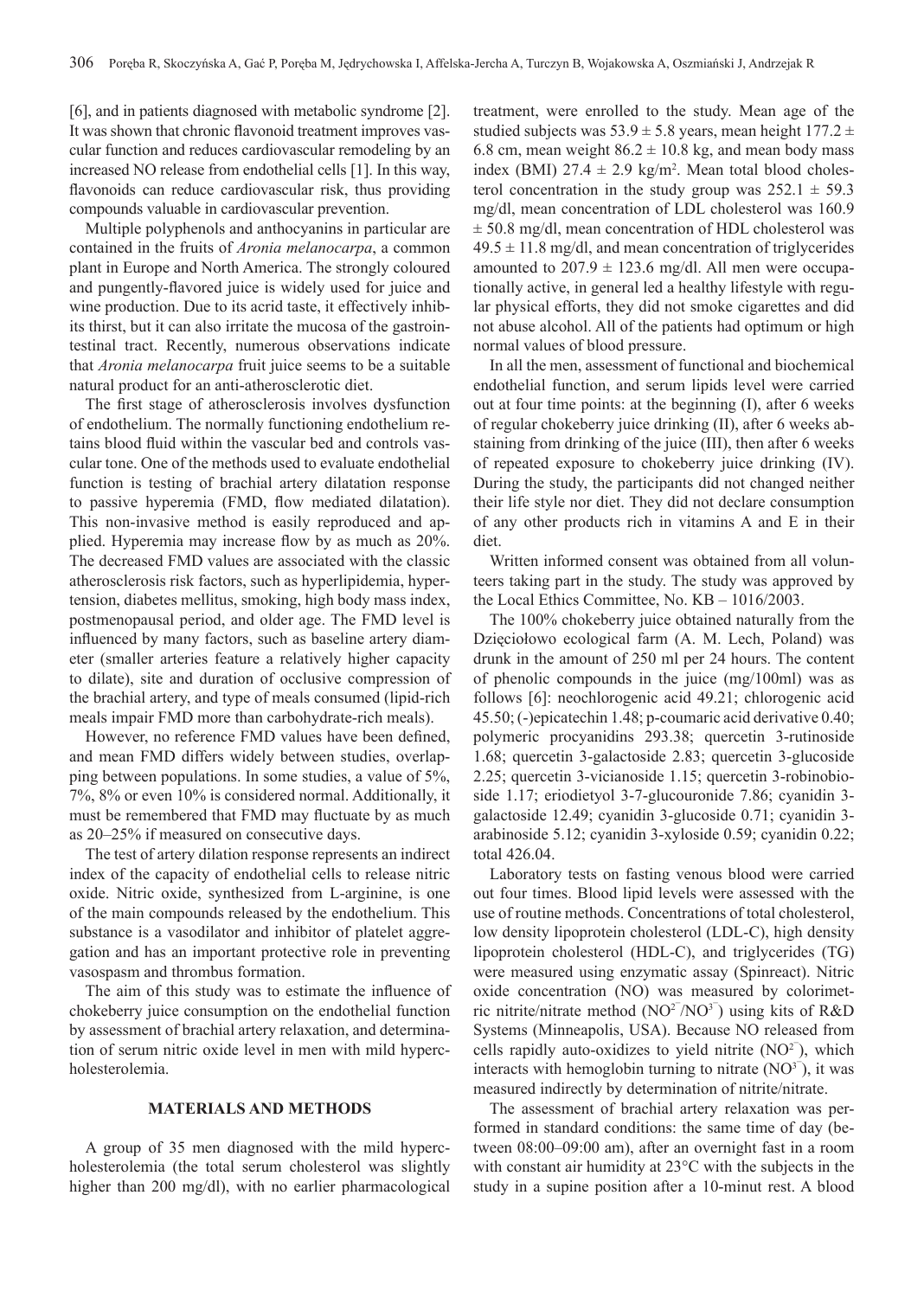[6], and in patients diagnosed with metabolic syndrome [2]. It was shown that chronic flavonoid treatment improves vascular function and reduces cardiovascular remodeling by an increased NO release from endothelial cells [1]. In this way, flavonoids can reduce cardiovascular risk, thus providing compounds valuable in cardiovascular prevention.

Multiple polyphenols and anthocyanins in particular are contained in the fruits of *Aronia melanocarpa*, a common plant in Europe and North America. The strongly coloured and pungently-flavored juice is widely used for juice and wine production. Due to its acrid taste, it effectively inhibits thirst, but it can also irritate the mucosa of the gastrointestinal tract. Recently, numerous observations indicate that *Aronia melanocarpa* fruit juice seems to be a suitable natural product for an anti-atherosclerotic diet.

The first stage of atherosclerosis involves dysfunction of endothelium. The normally functioning endothelium retains blood fluid within the vascular bed and controls vascular tone. One of the methods used to evaluate endothelial function is testing of brachial artery dilatation response to passive hyperemia (FMD, flow mediated dilatation). This non-invasive method is easily reproduced and applied. Hyperemia may increase flow by as much as 20%. The decreased FMD values are associated with the classic atherosclerosis risk factors, such as hyperlipidemia, hypertension, diabetes mellitus, smoking, high body mass index, postmenopausal period, and older age. The FMD level is influenced by many factors, such as baseline artery diameter (smaller arteries feature a relatively higher capacity to dilate), site and duration of occlusive compression of the brachial artery, and type of meals consumed (lipid-rich meals impair FMD more than carbohydrate-rich meals).

However, no reference FMD values have been defined, and mean FMD differs widely between studies, overlapping between populations. In some studies, a value of 5%, 7%, 8% or even 10% is considered normal. Additionally, it must be remembered that FMD may fluctuate by as much as 20–25% if measured on consecutive days.

The test of artery dilation response represents an indirect index of the capacity of endothelial cells to release nitric oxide. Nitric oxide, synthesized from L-arginine, is one of the main compounds released by the endothelium. This substance is a vasodilator and inhibitor of platelet aggregation and has an important protective role in preventing vasospasm and thrombus formation.

The aim of this study was to estimate the influence of chokeberry juice consumption on the endothelial function by assessment of brachial artery relaxation, and determination of serum nitric oxide level in men with mild hypercholesterolemia.

## MATERIALS AND METHODS

A group of 35 men diagnosed with the mild hypercholesterolemia (the total serum cholesterol was slightly higher than 200 mg/dl), with no earlier pharmacological treatment, were enrolled to the study. Mean age of the studied subjects was 53.9 ± 5.8 years, mean height 177.2 ± 6.8 cm, mean weight 86.2 ± 10.8 kg, and mean body mass index (BMI) 27.4 ± 2.9 kg/m$^2$. Mean total blood cholesterol concentration in the study group was 252.1 ± 59.3 mg/dl, mean concentration of LDL cholesterol was 160.9 ± 50.8 mg/dl, mean concentration of HDL cholesterol was 49.5 ± 11.8 mg/dl, and mean concentration of triglycerides amounted to 207.9 ± 123.6 mg/dl. All men were occupationally active, in general led a healthy lifestyle with regular physical efforts, they did not smoke cigarettes and did not abuse alcohol. All of the patients had optimum or high normal values of blood pressure.

In all the men, assessment of functional and biochemical endothelial function, and serum lipids level were carried out at four time points: at the beginning (I), after 6 weeks of regular chokeberry juice drinking (II), after 6 weeks abstaining from drinking of the juice (III), then after 6 weeks of repeated exposure to chokeberry juice drinking (IV). During the study, the participants did not changed neither their life style nor diet. They did not declare consumption of any other products rich in vitamins A and E in their diet.

Written informed consent was obtained from all volunteers taking part in the study. The study was approved by the Local Ethics Committee, No. KB – 1016/2003.

The 100% chokeberry juice obtained naturally from the Dzięciołowo ecological farm (A. M. Lech, Poland) was drunk in the amount of 250 ml per 24 hours. The content of phenolic compounds in the juice (mg/100ml) was as follows [6]: neochlorogenic acid 49.21; chlorogenic acid 45.50; (-)epicatechin 1.48; p-coumaric acid derivative 0.40; polymeric procyanidins 293.38; quercetin 3-rutinoside 1.68; quercetin 3-galactoside 2.83; quercetin 3-glucoside 2.25; quercetin 3-vicianoside 1.15; quercetin 3-robinobioside 1.17; eriodietyol 3-7-glucouronide 7.86; cyanidin 3-galactoside 12.49; cyanidin 3-glucoside 0.71; cyanidin 3-arabinoside 5.12; cyanidin 3-xyloside 0.59; cyanidin 0.22; total 426.04.

Laboratory tests on fasting venous blood were carried out four times. Blood lipid levels were assessed with the use of routine methods. Concentrations of total cholesterol, low density lipoprotein cholesterol (LDL-C), high density lipoprotein cholesterol (HDL-C), and triglycerides (TG) were measured using enzymatic assay (Spinreact). Nitric oxide concentration (NO) was measured by colorimetric nitrite/nitrate method ($NO^{2-}/NO^{3-}$) using kits of R&D Systems (Minneapolis, USA). Because NO released from cells rapidly auto-oxidizes to yield nitrite ($NO^{2-}$), which interacts with hemoglobin turning to nitrate ($NO^{3-}$), it was measured indirectly by determination of nitrite/nitrate.

The assessment of brachial artery relaxation was performed in standard conditions: the same time of day (between 08:00–09:00 am), after an overnight fast in a room with constant air humidity at 23°C with the subjects in the study in a supine position after a 10-minut rest. A blood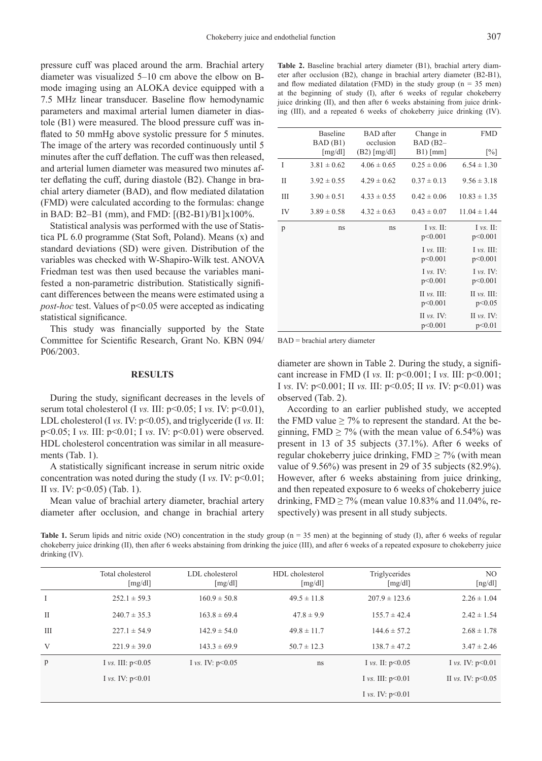pressure cuff was placed around the arm. Brachial artery diameter was visualized 5–10 cm above the elbow on B-mode imaging using an ALOKA device equipped with a 7.5 MHz linear transducer. Baseline flow hemodynamic parameters and maximal arterial lumen diameter in diastole (B1) were measured. The blood pressure cuff was inflated to 50 mmHg above systolic pressure for 5 minutes. The image of the artery was recorded continuously until 5 minutes after the cuff deflation. The cuff was then released, and arterial lumen diameter was measured two minutes after deflating the cuff, during diastole (B2). Change in brachial artery diameter (BAD), and flow mediated dilatation (FMD) were calculated according to the formulas: change in BAD: B2–B1 (mm), and FMD: [(B2-B1)/B1]x100%.

Statistical analysis was performed with the use of Statistica PL 6.0 programme (Stat Soft, Poland). Means (x) and standard deviations (SD) were given. Distribution of the variables was checked with W-Shapiro-Wilk test. ANOVA Friedman test was then used because the variables manifested a non-parametric distribution. Statistically significant differences between the means were estimated using a *post-hoc* test. Values of $p<0.05$ were accepted as indicating statistical significance.

This study was financially supported by the State Committee for Scientific Research, Grant No. KBN 094/P06/2003.

## RESULTS

During the study, significant decreases in the levels of serum total cholesterol (I *vs.* III: $p<0.05$; I *vs.* IV: $p<0.01$), LDL cholesterol (I *vs.* IV: $p<0.05$), and triglyceride (I *vs.* II: $p<0.05$; I *vs.* III: $p<0.01$; I *vs.* IV: $p<0.01$) were observed. HDL cholesterol concentration was similar in all measurements (Tab. 1).

A statistically significant increase in serum nitric oxide concentration was noted during the study (I *vs.* IV: $p<0.01$; II *vs.* IV: $p<0.05$) (Tab. 1).

Mean value of brachial artery diameter, brachial artery diameter after occlusion, and change in brachial artery diameter are shown in Table 2. During the study, a significant increase in FMD (I *vs.* II: $p<0.001$; I *vs.* III: $p<0.001$; I *vs.* IV: $p<0.001$; II *vs.* III: $p<0.05$; II *vs.* IV: $p<0.01$) was observed (Tab. 2).

According to an earlier published study, we accepted the FMD value ≥ 7% to represent the standard. At the beginning, FMD ≥ 7% (with the mean value of 6.54%) was present in 13 of 35 subjects (37.1%). After 6 weeks of regular chokeberry juice drinking, FMD ≥ 7% (with mean value of 9.56%) was present in 29 of 35 subjects (82.9%). However, after 6 weeks abstaining from juice drinking, and then repeated exposure to 6 weeks of chokeberry juice drinking, FMD ≥ 7% (mean value 10.83% and 11.04%, respectively) was present in all study subjects.

**Table 2.** Baseline brachial artery diameter (B1), brachial artery diameter after occlusion (B2), change in brachial artery diameter (B2-B1), and flow mediated dilatation (FMD) in the study group (n = 35 men) at the beginning of study (I), after 6 weeks of regular chokeberry juice drinking (II), and then after 6 weeks abstaining from juice drinking (III), and a repeated 6 weeks of chokeberry juice drinking (IV).

| | Baseline BAD (B1) [mg/dl] | BAD after occlusion (B2) [mg/dl] | Change in BAD (B2–B1) [mm] | FMD [%] |
|---|---|---|---|---|
| I | 3.81 ± 0.62 | 4.06 ± 0.65 | 0.25 ± 0.06 | 6.54 ± 1.30 |
| II | 3.92 ± 0.55 | 4.29 ± 0.62 | 0.37 ± 0.13 | 9.56 ± 3.18 |
| III | 3.90 ± 0.51 | 4.33 ± 0.55 | 0.42 ± 0.06 | 10.83 ± 1.35 |
| IV | 3.89 ± 0.58 | 4.32 ± 0.63 | 0.43 ± 0.07 | 11.04 ± 1.44 |
| p | ns | ns | I *vs.* II: p<0.001 | I *vs.* II: p<0.001 |
| | | | I *vs.* III: p<0.001 | I *vs.* III: p<0.001 |
| | | | I *vs.* IV: p<0.001 | I *vs.* IV: p<0.001 |
| | | | II *vs.* III: p<0.001 | II *vs.* III: p<0.05 |
| | | | II *vs.* IV: p<0.001 | II *vs.* IV: p<0.01 |

BAD = brachial artery diameter

**Table 1.** Serum lipids and nitric oxide (NO) concentration in the study group (n = 35 men) at the beginning of study (I), after 6 weeks of regular chokeberry juice drinking (II), then after 6 weeks abstaining from drinking the juice (III), and after 6 weeks of a repeated exposure to chokeberry juice drinking (IV).

| | Total cholesterol [mg/dl] | LDL cholesterol [mg/dl] | HDL cholesterol [mg/dl] | Triglycerides [mg/dl] | NO [ng/dl] |
|---|---|---|---|---|---|
| I | 252.1 ± 59.3 | 160.9 ± 50.8 | 49.5 ± 11.8 | 207.9 ± 123.6 | 2.26 ± 1.04 |
| II | 240.7 ± 35.3 | 163.8 ± 69.4 | 47.8 ± 9.9 | 155.7 ± 42.4 | 2.42 ± 1.54 |
| III | 227.1 ± 54.9 | 142.9 ± 54.0 | 49.8 ± 11.7 | 144.6 ± 57.2 | 2.68 ± 1.78 |
| V | 221.9 ± 39.0 | 143.3 ± 69.9 | 50.7 ± 12.3 | 138.7 ± 47.2 | 3.47 ± 2.46 |
| p | I *vs.* III: p<0.05 | I *vs.* IV: p<0.05 | ns | I *vs.* II: p<0.05 | I *vs.* IV: p<0.01 |
| | I *vs.* IV: p<0.01 | | | I *vs.* III: p<0.01 | II *vs.* IV: p<0.05 |
| | | | | I *vs.* IV: p<0.01 | |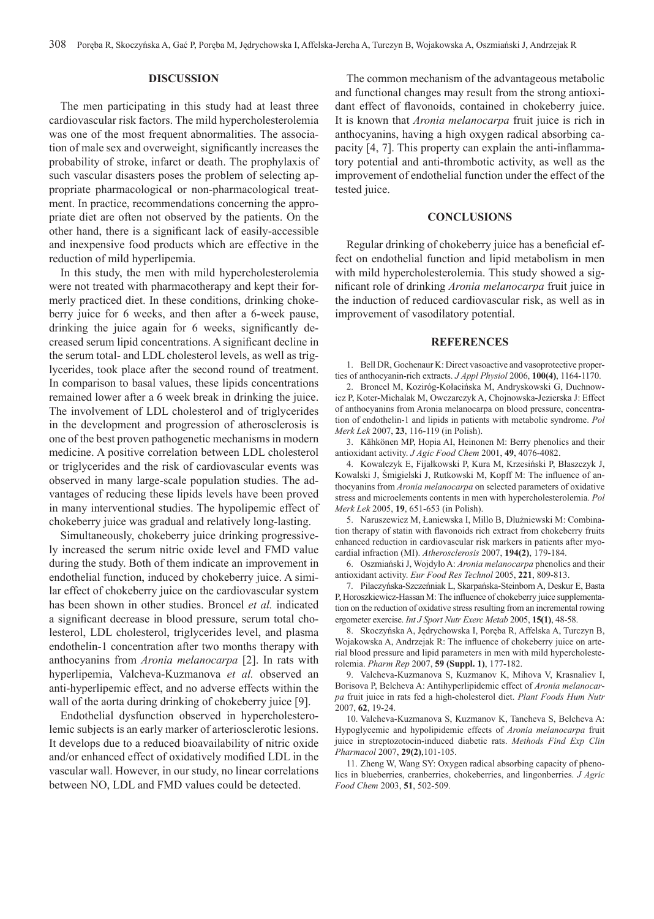## DISCUSSION

The men participating in this study had at least three cardiovascular risk factors. The mild hypercholesterolemia was one of the most frequent abnormalities. The association of male sex and overweight, significantly increases the probability of stroke, infarct or death. The prophylaxis of such vascular disasters poses the problem of selecting appropriate pharmacological or non-pharmacological treatment. In practice, recommendations concerning the appropriate diet are often not observed by the patients. On the other hand, there is a significant lack of easily-accessible and inexpensive food products which are effective in the reduction of mild hyperlipemia.

In this study, the men with mild hypercholesterolemia were not treated with pharmacotherapy and kept their formerly practiced diet. In these conditions, drinking chokeberry juice for 6 weeks, and then after a 6-week pause, drinking the juice again for 6 weeks, significantly decreased serum lipid concentrations. A significant decline in the serum total- and LDL cholesterol levels, as well as triglycerides, took place after the second round of treatment. In comparison to basal values, these lipids concentrations remained lower after a 6 week break in drinking the juice. The involvement of LDL cholesterol and of triglycerides in the development and progression of atherosclerosis is one of the best proven pathogenetic mechanisms in modern medicine. A positive correlation between LDL cholesterol or triglycerides and the risk of cardiovascular events was observed in many large-scale population studies. The advantages of reducing these lipids levels have been proved in many interventional studies. The hypolipemic effect of chokeberry juice was gradual and relatively long-lasting.

Simultaneously, chokeberry juice drinking progressively increased the serum nitric oxide level and FMD value during the study. Both of them indicate an improvement in endothelial function, induced by chokeberry juice. A similar effect of chokeberry juice on the cardiovascular system has been shown in other studies. Broncel *et al.* indicated a significant decrease in blood pressure, serum total cholesterol, LDL cholesterol, triglycerides level, and plasma endothelin-1 concentration after two months therapy with anthocyanins from *Aronia melanocarpa* [2]. In rats with hyperlipenia, Valcheva-Kuzmanova *et al.* observed an anti-hyperlipemic effect, and no adverse effects within the wall of the aorta during drinking of chokeberry juice [9].

Endothelial dysfunction observed in hypercholesterolemic subjects is an early marker of arteriosclerotic lesions. It develops due to a reduced bioavailability of nitric oxide and/or enhanced effect of oxidatively modified LDL in the vascular wall. However, in our study, no linear correlations between NO, LDL and FMD values could be detected.

The common mechanism of the advantageous metabolic and functional changes may result from the strong antioxidant effect of flavonoids, contained in chokeberry juice. It is known that *Aronia melanocarpa* fruit juice is rich in anthocyanins, having a high oxygen radical absorbing capacity [4, 7]. This property can explain the anti-inflammatory potential and anti-thrombotic activity, as well as the improvement of endothelial function under the effect of the tested juice.

## CONCLUSIONS

Regular drinking of chokeberry juice has a beneficial effect on endothelial function and lipid metabolism in men with mild hypercholesterolemia. This study showed a significant role of drinking *Aronia melanocarpa* fruit juice in the induction of reduced cardiovascular risk, as well as in improvement of vasodilatory potential.

## REFERENCES

1. Bell DR, Gochenaur K: Direct vasoactive and vasoprotective properties of anthocyanin-rich extracts. *J Appl Physiol* 2006, **100(4)**, 1164-1170.
2. Broncel M, Koziróg-Kołacińska M, Andryskowski G, Duchnowicz P, Koter-Michalak M, Owczarczyk A, Chojnowska-Jezierska J: Effect of anthocyanins from Aronia melanocarpa on blood pressure, concentration of endothelin-1 and lipids in patients with metabolic syndrome. *Pol Merk Lek* 2007, **23**, 116-119 (in Polish).
3. Kähkönen MP, Hopia AI, Heinonen M: Berry phenolics and their antioxidant activity. *J Agic Food Chem* 2001, **49**, 4076-4082.
4. Kowalczyk E, Fijałkowski P, Kura M, Krzesiński P, Błaszczyk J, Kowalski J, Śmigielski J, Rutkowski M, Kopff M: The influence of anthocyanins from *Aronia melanocarpa* on selected parameters of oxidative stress and microelements contents in men with hypercholesterolemia. *Pol Merk Lek* 2005, **19**, 651-653 (in Polish).
5. Naruszewicz M, Łaniewska I, Millo B, Dłużniewski M: Combination therapy of statin with flavonoids rich extract from chokeberry fruits enhanced reduction in cardiovascular risk markers in patients after myocardial infraction (MI). *Atherosclerosis* 2007, **194(2)**, 179-184.
6. Oszmiański J, Wojdyło A: *Aronia melanocarpa* phenolics and their antioxidant activity. *Eur Food Res Technol* 2005, **221**, 809-813.
7. Pilaczyńska-Szcześniak L, Skarpańska-Steinborn A, Deskur E, Basta P, Horoszkiewicz-Hassan M: The influence of chokeberry juice supplementation on the reduction of oxidative stress resulting from an incremental rowing ergometer exercise. *Int J Sport Nutr Exerc Metab* 2005, **15(1)**, 48-58.
8. Skoczyńska A, Jędrychowska I, Poręba R, Affelska A, Turczyn B, Wojakowska A, Andrzejak R: The influence of chokeberry juice on arterial blood pressure and lipid parameters in men with mild hypercholesterolemia. *Pharm Rep* 2007, **59 (Suppl. 1)**, 177-182.
9. Valcheva-Kuzmanova S, Kuzmanov K, Mihova V, Krasnaliev I, Borisova P, Belcheva A: Antihyperlipidemic effect of *Aronia melanocarpa* fruit juice in rats fed a high-cholesterol diet. *Plant Foods Hum Nutr* 2007, **62**, 19-24.
10. Valcheva-Kuzmanova S, Kuzmanov K, Tancheva S, Belcheva A: Hypoglycemic and hypolipidemic effects of *Aronia melanocarpa* fruit juice in streptozotocin-induced diabetic rats. *Methods Find Exp Clin Pharmacol* 2007, **29(2)**,101-105.
11. Zheng W, Wang SY: Oxygen radical absorbing capacity of phenolics in blueberries, cranberries, chokeberries, and lingonberries. *J Agric Food Chem* 2003, **51**, 502-509.